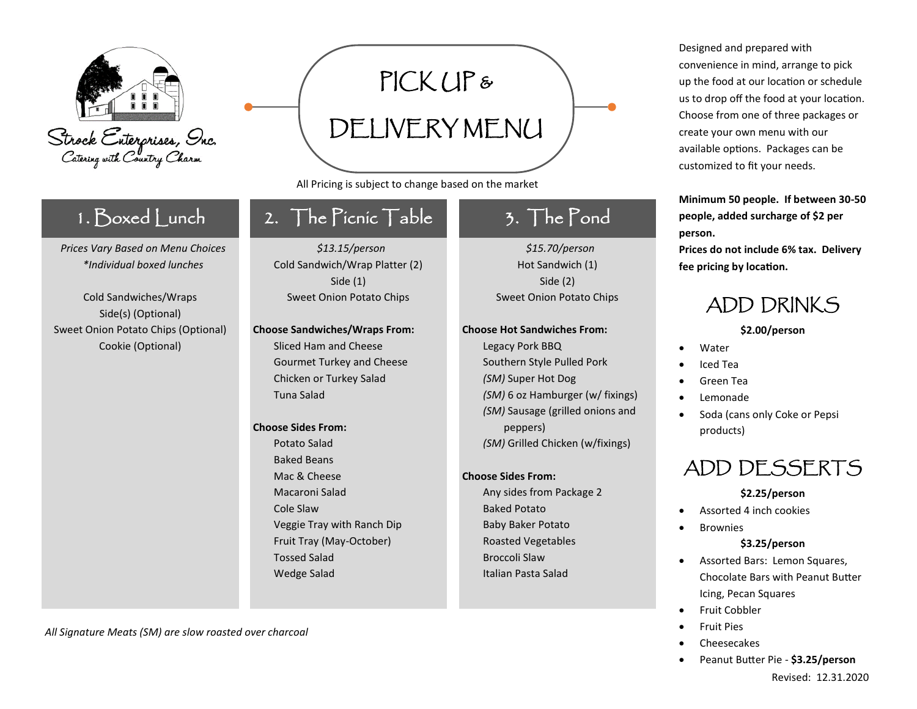Strock Enterprises, Inc.
Catering with Country Charm

# PICK UP & DELIVERY MENU

All Pricing is subject to change based on the market

## 1. Boxed Lunch

*Prices Vary Based on Menu Choices*
*\*Individual boxed lunches*

Cold Sandwiches/Wraps
Side(s) (Optional)
Sweet Onion Potato Chips (Optional)
Cookie (Optional)

## 2. The Picnic Table

*$13.15/person*
Cold Sandwich/Wrap Platter (2)
Side (1)
Sweet Onion Potato Chips

**Choose Sandwiches/Wraps From:**

- Sliced Ham and Cheese
- Gourmet Turkey and Cheese
- Chicken or Turkey Salad
- Tuna Salad

**Choose Sides From:**

- Potato Salad
- Baked Beans
- Mac & Cheese
- Macaroni Salad
- Cole Slaw
- Veggie Tray with Ranch Dip
- Fruit Tray (May-October)
- Tossed Salad
- Wedge Salad

## 3. The Pond

*$15.70/person*
Hot Sandwich (1)
Side (2)
Sweet Onion Potato Chips

**Choose Hot Sandwiches From:**

- Legacy Pork BBQ
- Southern Style Pulled Pork
- *(SM)* Super Hot Dog
- *(SM)* 6 oz Hamburger (w/ fixings)
- *(SM)* Sausage (grilled onions and peppers)
- *(SM)* Grilled Chicken (w/fixings)

**Choose Sides From:**

- Any sides from Package 2
- Baked Potato
- Baby Baker Potato
- Roasted Vegetables
- Broccoli Slaw
- Italian Pasta Salad

*All Signature Meats (SM) are slow roasted over charcoal*

Designed and prepared with convenience in mind, arrange to pick up the food at our location or schedule us to drop off the food at your location. Choose from one of three packages or create your own menu with our available options. Packages can be customized to fit your needs.

**Minimum 50 people. If between 30-50 people, added surcharge of $2 per person.**
**Prices do not include 6% tax. Delivery fee pricing by location.**

## ADD DRINKS

**$2.00/person**

- Water
- Iced Tea
- Green Tea
- Lemonade
- Soda (cans only Coke or Pepsi products)

## ADD DESSERTS

**$2.25/person**

- Assorted 4 inch cookies
- Brownies

**$3.25/person**

- Assorted Bars: Lemon Squares, Chocolate Bars with Peanut Butter Icing, Pecan Squares
- Fruit Cobbler
- Fruit Pies
- Cheesecakes
- Peanut Butter Pie - **$3.25/person**

Revised: 12.31.2020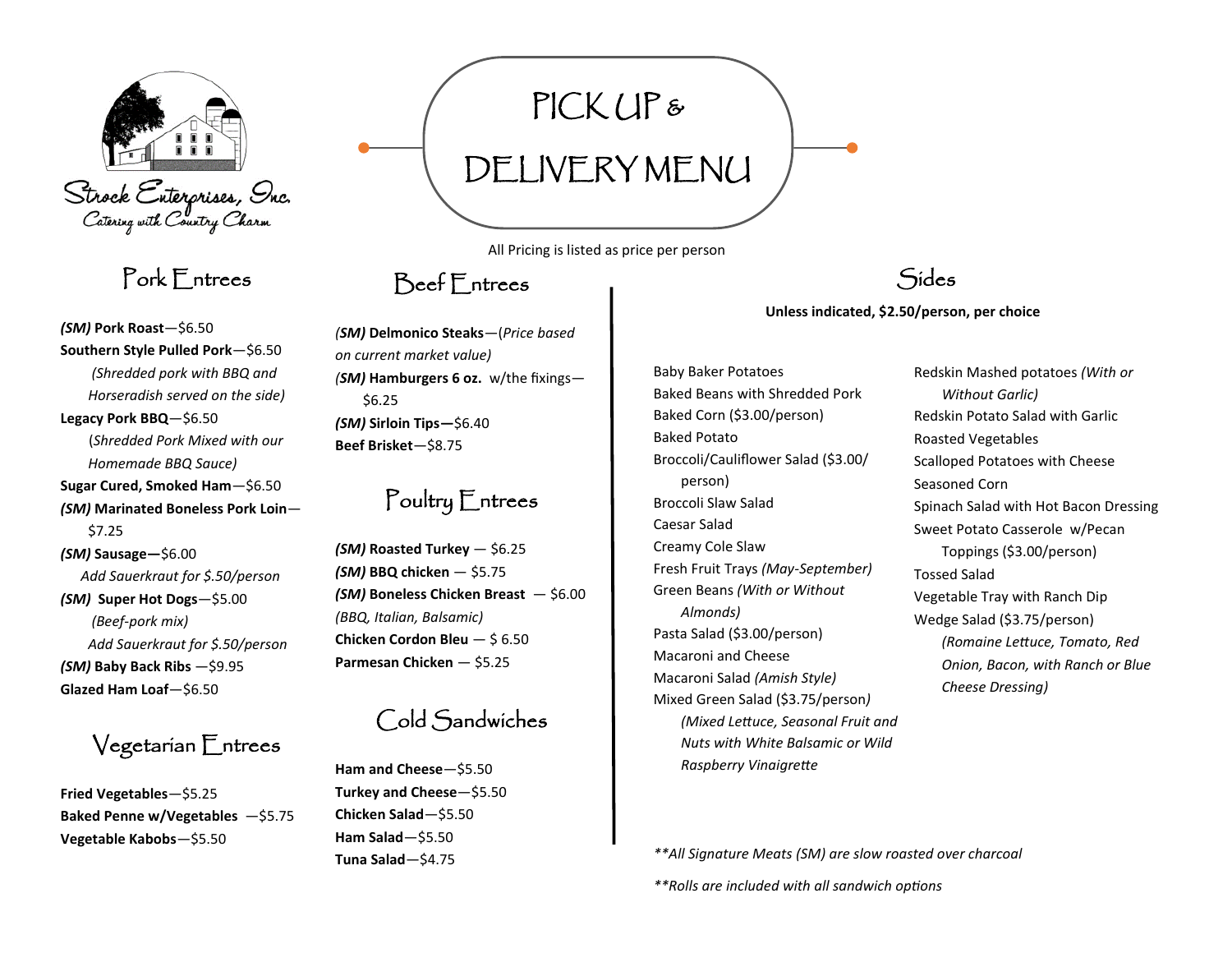Strock Enterprises, Inc.
Catering with Country Charm

# PICK UP & DELIVERY MENU

All Pricing is listed as price per person

## Pork Entrees

***(SM)* Pork Roast**—$6.50
**Southern Style Pulled Pork**—$6.50
*(Shredded pork with BBQ and Horseradish served on the side)*
**Legacy Pork BBQ**—$6.50
(*Shredded Pork Mixed with our Homemade BBQ Sauce)*
**Sugar Cured, Smoked Ham**—$6.50
***(SM)* Marinated Boneless Pork Loin**—$7.25
***(SM)* Sausage—**$6.00
*Add Sauerkraut for $.50/person*
***(SM)* Super Hot Dogs**—$5.00
*(Beef-pork mix)*
*Add Sauerkraut for $.50/person*
***(SM)* Baby Back Ribs** —$9.95
**Glazed Ham Loaf**—$6.50

## Vegetarian Entrees

**Fried Vegetables**—$5.25
**Baked Penne w/Vegetables** —$5.75
**Vegetable Kabobs**—$5.50

## Beef Entrees

***(SM)* Delmonico Steaks**—(*Price based on current market value)*
***(SM)* Hamburgers 6 oz.** w/the fixings—$6.25
***(SM)* Sirloin Tips—**$6.40
**Beef Brisket**—$8.75

## Poultry Entrees

***(SM)* Roasted Turkey** — $6.25
***(SM)* BBQ chicken** — $5.75
***(SM)* Boneless Chicken Breast** — $6.00
*(BBQ, Italian, Balsamic)*
**Chicken Cordon Bleu** — $ 6.50
**Parmesan Chicken** — $5.25

## Cold Sandwiches

**Ham and Cheese**—$5.50
**Turkey and Cheese**—$5.50
**Chicken Salad**—$5.50
**Ham Salad**—$5.50
**Tuna Salad**—$4.75

## Sides

**Unless indicated, $2.50/person, per choice**

Baby Baker Potatoes
Baked Beans with Shredded Pork
Baked Corn ($3.00/person)
Baked Potato
Broccoli/Cauliflower Salad ($3.00/person)
Broccoli Slaw Salad
Caesar Salad
Creamy Cole Slaw
Fresh Fruit Trays *(May-September)*
Green Beans *(With or Without Almonds)*
Pasta Salad ($3.00/person)
Macaroni and Cheese
Macaroni Salad *(Amish Style)*
Mixed Green Salad ($3.75/person)
*(Mixed Lettuce, Seasonal Fruit and Nuts with White Balsamic or Wild Raspberry Vinaigrette*
Redskin Mashed potatoes *(With or Without Garlic)*
Redskin Potato Salad with Garlic
Roasted Vegetables
Scalloped Potatoes with Cheese
Seasoned Corn
Spinach Salad with Hot Bacon Dressing
Sweet Potato Casserole w/Pecan Toppings ($3.00/person)
Tossed Salad
Vegetable Tray with Ranch Dip
Wedge Salad ($3.75/person)
*(Romaine Lettuce, Tomato, Red Onion, Bacon, with Ranch or Blue Cheese Dressing)*

*\*\*All Signature Meats (SM) are slow roasted over charcoal*

*\*\*Rolls are included with all sandwich options*